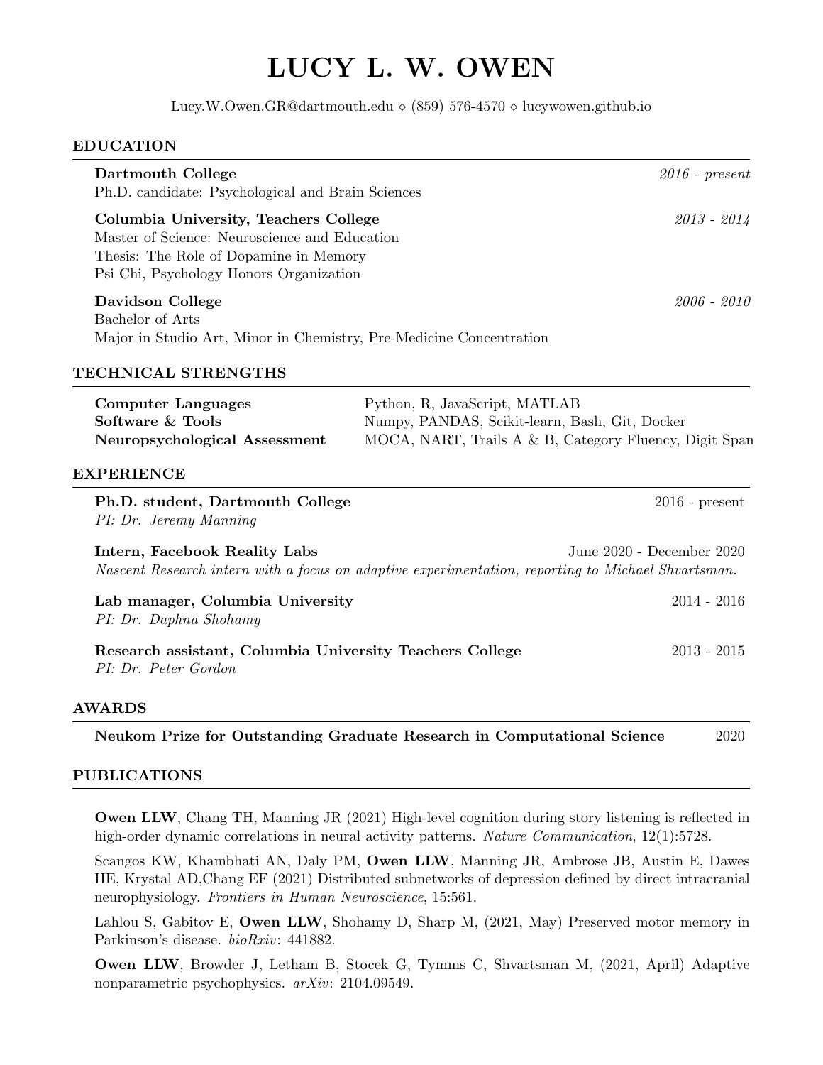# LUCY L. W. OWEN

Lucy.W.Owen.GR@dartmouth.edu ⋄ (859) 576-4570 ⋄ lucywowen.github.io

## EDUCATION

**Dartmouth College** *2016 - present*
Ph.D. candidate: Psychological and Brain Sciences

**Columbia University, Teachers College** *2013 - 2014*
Master of Science: Neuroscience and Education
Thesis: The Role of Dopamine in Memory
Psi Chi, Psychology Honors Organization

**Davidson College** *2006 - 2010*
Bachelor of Arts
Major in Studio Art, Minor in Chemistry, Pre-Medicine Concentration

## TECHNICAL STRENGTHS

| | |
|---|---|
| **Computer Languages** | Python, R, JavaScript, MATLAB |
| **Software & Tools** | Numpy, PANDAS, Scikit-learn, Bash, Git, Docker |
| **Neuropsychological Assessment** | MOCA, NART, Trails A & B, Category Fluency, Digit Span |

## EXPERIENCE

**Ph.D. student, Dartmouth College** 2016 - present
*PI: Dr. Jeremy Manning*

**Intern, Facebook Reality Labs** June 2020 - December 2020
*Nascent Research intern with a focus on adaptive experimentation, reporting to Michael Shvartsman.*

**Lab manager, Columbia University** 2014 - 2016
*PI: Dr. Daphna Shohamy*

**Research assistant, Columbia University Teachers College** 2013 - 2015
*PI: Dr. Peter Gordon*

## AWARDS

**Neukom Prize for Outstanding Graduate Research in Computational Science** 2020

## PUBLICATIONS

**Owen LLW**, Chang TH, Manning JR (2021) High-level cognition during story listening is reflected in high-order dynamic correlations in neural activity patterns. *Nature Communication*, 12(1):5728.

Scangos KW, Khambhati AN, Daly PM, **Owen LLW**, Manning JR, Ambrose JB, Austin E, Dawes HE, Krystal AD,Chang EF (2021) Distributed subnetworks of depression defined by direct intracranial neurophysiology. *Frontiers in Human Neuroscience*, 15:561.

Lahlou S, Gabitov E, **Owen LLW**, Shohamy D, Sharp M, (2021, May) Preserved motor memory in Parkinson's disease. *bioRxiv*: 441882.

**Owen LLW**, Browder J, Letham B, Stocek G, Tymms C, Shvartsman M, (2021, April) Adaptive nonparametric psychophysics. *arXiv*: 2104.09549.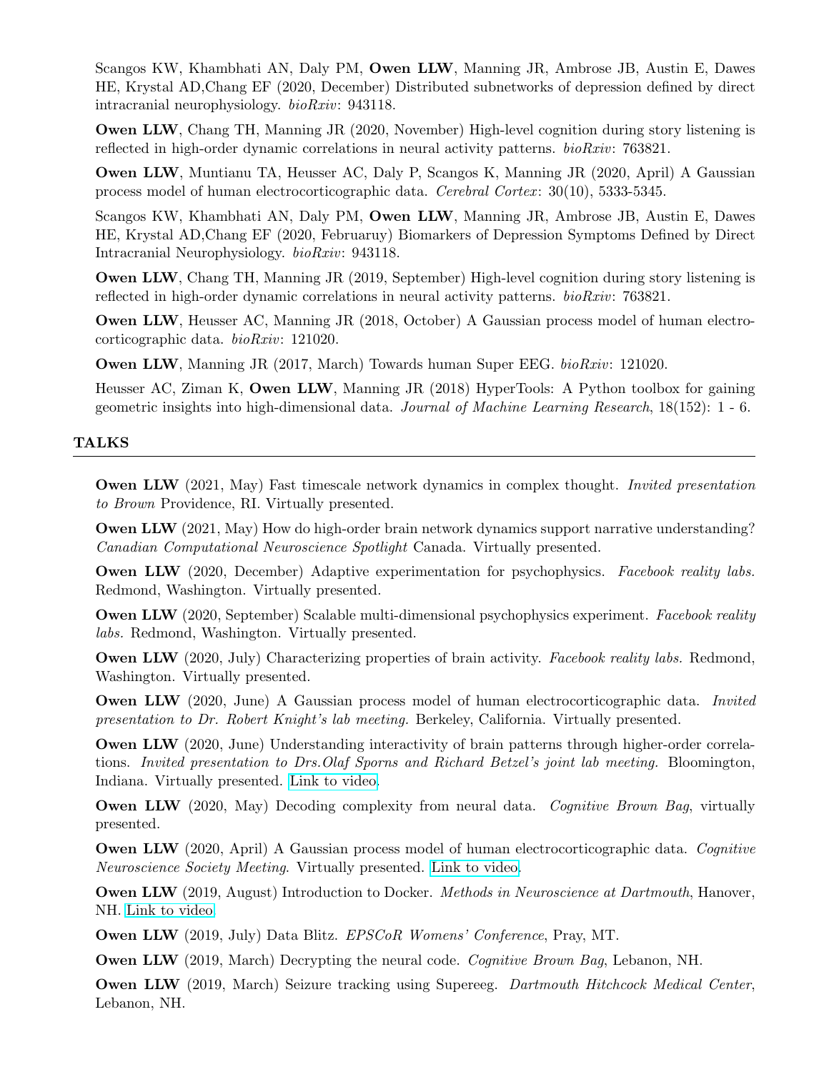Scangos KW, Khambhati AN, Daly PM, **Owen LLW**, Manning JR, Ambrose JB, Austin E, Dawes HE, Krystal AD,Chang EF (2020, December) Distributed subnetworks of depression defined by direct intracranial neurophysiology. *bioRxiv*: 943118.

**Owen LLW**, Chang TH, Manning JR (2020, November) High-level cognition during story listening is reflected in high-order dynamic correlations in neural activity patterns. *bioRxiv*: 763821.

**Owen LLW**, Muntianu TA, Heusser AC, Daly P, Scangos K, Manning JR (2020, April) A Gaussian process model of human electrocorticographic data. *Cerebral Cortex*: 30(10), 5333-5345.

Scangos KW, Khambhati AN, Daly PM, **Owen LLW**, Manning JR, Ambrose JB, Austin E, Dawes HE, Krystal AD,Chang EF (2020, Februaruy) Biomarkers of Depression Symptoms Defined by Direct Intracranial Neurophysiology. *bioRxiv*: 943118.

**Owen LLW**, Chang TH, Manning JR (2019, September) High-level cognition during story listening is reflected in high-order dynamic correlations in neural activity patterns. *bioRxiv*: 763821.

**Owen LLW**, Heusser AC, Manning JR (2018, October) A Gaussian process model of human electrocorticographic data. *bioRxiv*: 121020.

**Owen LLW**, Manning JR (2017, March) Towards human Super EEG. *bioRxiv*: 121020.

Heusser AC, Ziman K, **Owen LLW**, Manning JR (2018) HyperTools: A Python toolbox for gaining geometric insights into high-dimensional data. *Journal of Machine Learning Research*, 18(152): 1 - 6.

## TALKS

**Owen LLW** (2021, May) Fast timescale network dynamics in complex thought. *Invited presentation to Brown* Providence, RI. Virtually presented.

**Owen LLW** (2021, May) How do high-order brain network dynamics support narrative understanding? *Canadian Computational Neuroscience Spotlight* Canada. Virtually presented.

**Owen LLW** (2020, December) Adaptive experimentation for psychophysics. *Facebook reality labs.* Redmond, Washington. Virtually presented.

**Owen LLW** (2020, September) Scalable multi-dimensional psychophysics experiment. *Facebook reality labs.* Redmond, Washington. Virtually presented.

**Owen LLW** (2020, July) Characterizing properties of brain activity. *Facebook reality labs.* Redmond, Washington. Virtually presented.

**Owen LLW** (2020, June) A Gaussian process model of human electrocorticographic data. *Invited presentation to Dr. Robert Knight's lab meeting.* Berkeley, California. Virtually presented.

**Owen LLW** (2020, June) Understanding interactivity of brain patterns through higher-order correlations. *Invited presentation to Drs.Olaf Sporns and Richard Betzel's joint lab meeting.* Bloomington, Indiana. Virtually presented. Link to video.

**Owen LLW** (2020, May) Decoding complexity from neural data. *Cognitive Brown Bag*, virtually presented.

**Owen LLW** (2020, April) A Gaussian process model of human electrocorticographic data. *Cognitive Neuroscience Society Meeting*. Virtually presented. Link to video.

**Owen LLW** (2019, August) Introduction to Docker. *Methods in Neuroscience at Dartmouth*, Hanover, NH. Link to video.

**Owen LLW** (2019, July) Data Blitz. *EPSCoR Womens' Conference*, Pray, MT.

**Owen LLW** (2019, March) Decrypting the neural code. *Cognitive Brown Bag*, Lebanon, NH.

**Owen LLW** (2019, March) Seizure tracking using Supereeg. *Dartmouth Hitchcock Medical Center*, Lebanon, NH.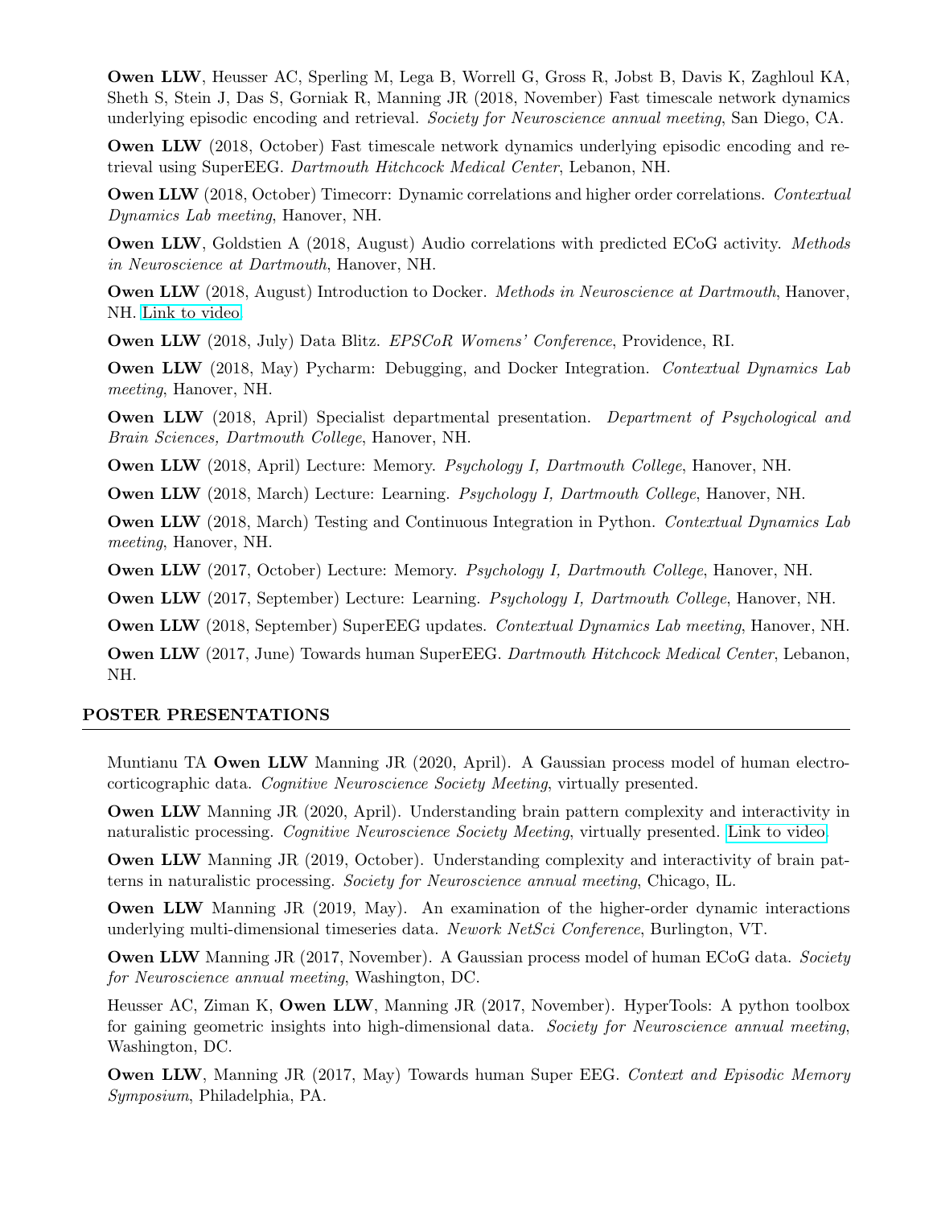**Owen LLW**, Heusser AC, Sperling M, Lega B, Worrell G, Gross R, Jobst B, Davis K, Zaghloul KA, Sheth S, Stein J, Das S, Gorniak R, Manning JR (2018, November) Fast timescale network dynamics underlying episodic encoding and retrieval. *Society for Neuroscience annual meeting*, San Diego, CA.

**Owen LLW** (2018, October) Fast timescale network dynamics underlying episodic encoding and retrieval using SuperEEG. *Dartmouth Hitchcock Medical Center*, Lebanon, NH.

**Owen LLW** (2018, October) Timecorr: Dynamic correlations and higher order correlations. *Contextual Dynamics Lab meeting*, Hanover, NH.

**Owen LLW**, Goldstien A (2018, August) Audio correlations with predicted ECoG activity. *Methods in Neuroscience at Dartmouth*, Hanover, NH.

**Owen LLW** (2018, August) Introduction to Docker. *Methods in Neuroscience at Dartmouth*, Hanover, NH. Link to video

**Owen LLW** (2018, July) Data Blitz. *EPSCoR Womens' Conference*, Providence, RI.

**Owen LLW** (2018, May) Pycharm: Debugging, and Docker Integration. *Contextual Dynamics Lab meeting*, Hanover, NH.

**Owen LLW** (2018, April) Specialist departmental presentation. *Department of Psychological and Brain Sciences, Dartmouth College*, Hanover, NH.

**Owen LLW** (2018, April) Lecture: Memory. *Psychology I, Dartmouth College*, Hanover, NH.

**Owen LLW** (2018, March) Lecture: Learning. *Psychology I, Dartmouth College*, Hanover, NH.

**Owen LLW** (2018, March) Testing and Continuous Integration in Python. *Contextual Dynamics Lab meeting*, Hanover, NH.

**Owen LLW** (2017, October) Lecture: Memory. *Psychology I, Dartmouth College*, Hanover, NH.

**Owen LLW** (2017, September) Lecture: Learning. *Psychology I, Dartmouth College*, Hanover, NH.

**Owen LLW** (2018, September) SuperEEG updates. *Contextual Dynamics Lab meeting*, Hanover, NH.

**Owen LLW** (2017, June) Towards human SuperEEG. *Dartmouth Hitchcock Medical Center*, Lebanon, NH.

## POSTER PRESENTATIONS

Muntianu TA **Owen LLW** Manning JR (2020, April). A Gaussian process model of human electrocorticographic data. *Cognitive Neuroscience Society Meeting*, virtually presented.

**Owen LLW** Manning JR (2020, April). Understanding brain pattern complexity and interactivity in naturalistic processing. *Cognitive Neuroscience Society Meeting*, virtually presented. Link to video

**Owen LLW** Manning JR (2019, October). Understanding complexity and interactivity of brain patterns in naturalistic processing. *Society for Neuroscience annual meeting*, Chicago, IL.

**Owen LLW** Manning JR (2019, May). An examination of the higher-order dynamic interactions underlying multi-dimensional timeseries data. *Nework NetSci Conference*, Burlington, VT.

**Owen LLW** Manning JR (2017, November). A Gaussian process model of human ECoG data. *Society for Neuroscience annual meeting*, Washington, DC.

Heusser AC, Ziman K, **Owen LLW**, Manning JR (2017, November). HyperTools: A python toolbox for gaining geometric insights into high-dimensional data. *Society for Neuroscience annual meeting*, Washington, DC.

**Owen LLW**, Manning JR (2017, May) Towards human Super EEG. *Context and Episodic Memory Symposium*, Philadelphia, PA.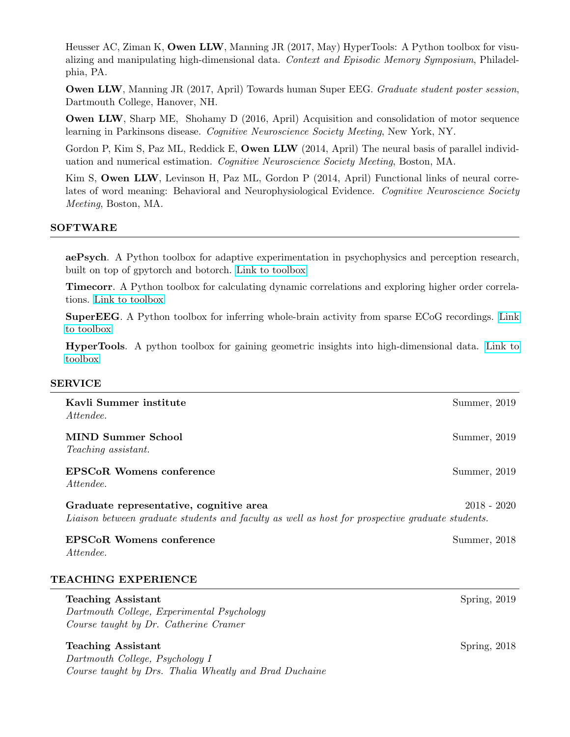Heusser AC, Ziman K, **Owen LLW**, Manning JR (2017, May) HyperTools: A Python toolbox for visualizing and manipulating high-dimensional data. *Context and Episodic Memory Symposium*, Philadelphia, PA.

**Owen LLW**, Manning JR (2017, April) Towards human Super EEG. *Graduate student poster session*, Dartmouth College, Hanover, NH.

**Owen LLW**, Sharp ME, Shohamy D (2016, April) Acquisition and consolidation of motor sequence learning in Parkinsons disease. *Cognitive Neuroscience Society Meeting*, New York, NY.

Gordon P, Kim S, Paz ML, Reddick E, **Owen LLW** (2014, April) The neural basis of parallel individuation and numerical estimation. *Cognitive Neuroscience Society Meeting*, Boston, MA.

Kim S, **Owen LLW**, Levinson H, Paz ML, Gordon P (2014, April) Functional links of neural correlates of word meaning: Behavioral and Neurophysiological Evidence. *Cognitive Neuroscience Society Meeting*, Boston, MA.

## SOFTWARE

**aePsych**. A Python toolbox for adaptive experimentation in psychophysics and perception research, built on top of gpytorch and botorch. Link to toolbox

**Timecorr**. A Python toolbox for calculating dynamic correlations and exploring higher order correlations. Link to toolbox

**SuperEEG**. A Python toolbox for inferring whole-brain activity from sparse ECoG recordings. Link to toolbox

**HyperTools**. A python toolbox for gaining geometric insights into high-dimensional data. Link to toolbox

## SERVICE

**Kavli Summer institute** — Summer, 2019
*Attendee.*

**MIND Summer School** — Summer, 2019
*Teaching assistant.*

**EPSCoR Womens conference** — Summer, 2019
*Attendee.*

**Graduate representative, cognitive area** — 2018 - 2020
*Liaison between graduate students and faculty as well as host for prospective graduate students.*

**EPSCoR Womens conference** — Summer, 2018
*Attendee.*

## TEACHING EXPERIENCE

**Teaching Assistant** — Spring, 2019
*Dartmouth College, Experimental Psychology*
*Course taught by Dr. Catherine Cramer*

**Teaching Assistant** — Spring, 2018
*Dartmouth College, Psychology I*
*Course taught by Drs. Thalia Wheatly and Brad Duchaine*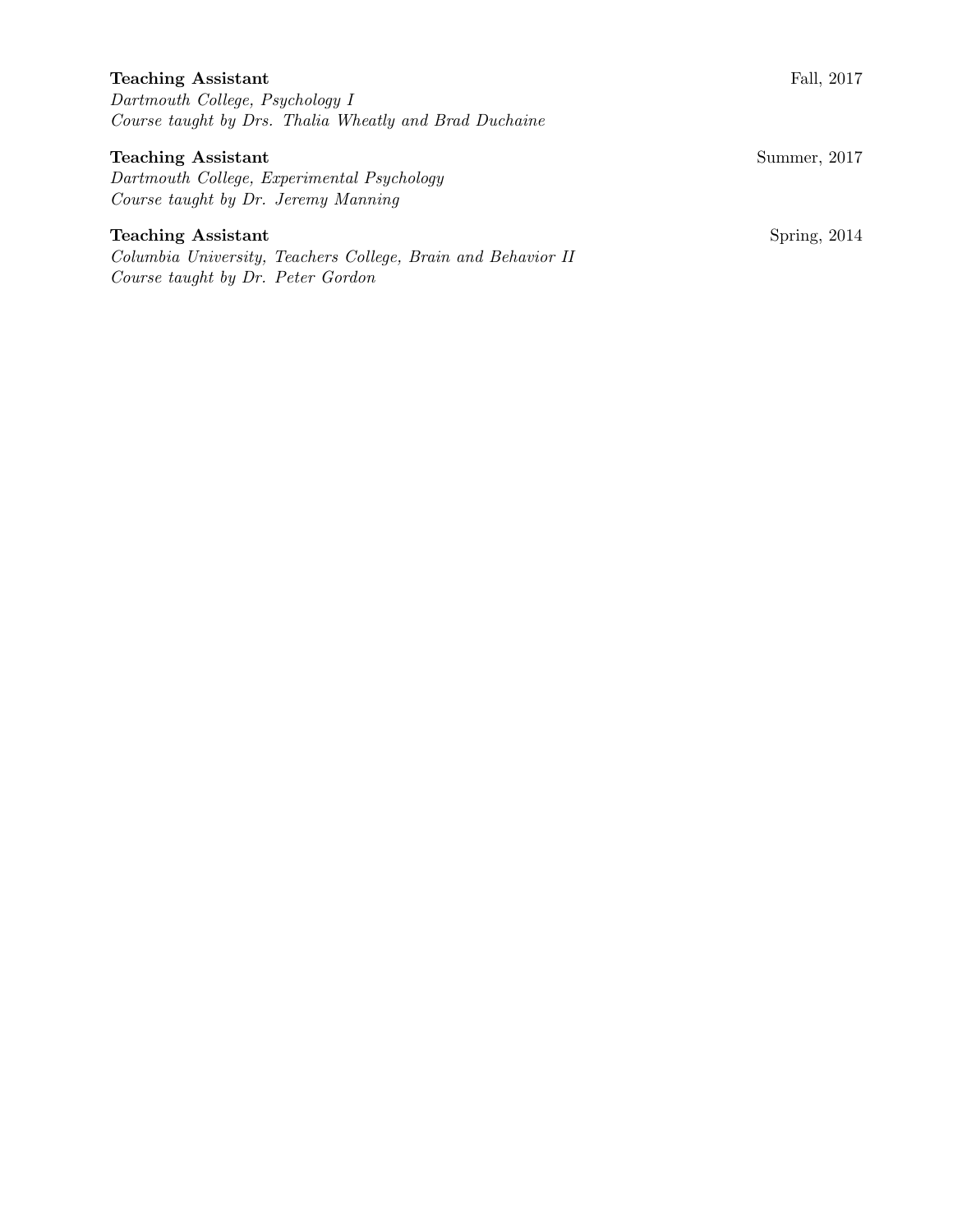**Teaching Assistant** Fall, 2017
*Dartmouth College, Psychology I*
*Course taught by Drs. Thalia Wheatly and Brad Duchaine*

**Teaching Assistant** Summer, 2017
*Dartmouth College, Experimental Psychology*
*Course taught by Dr. Jeremy Manning*

**Teaching Assistant** Spring, 2014
*Columbia University, Teachers College, Brain and Behavior II*
*Course taught by Dr. Peter Gordon*